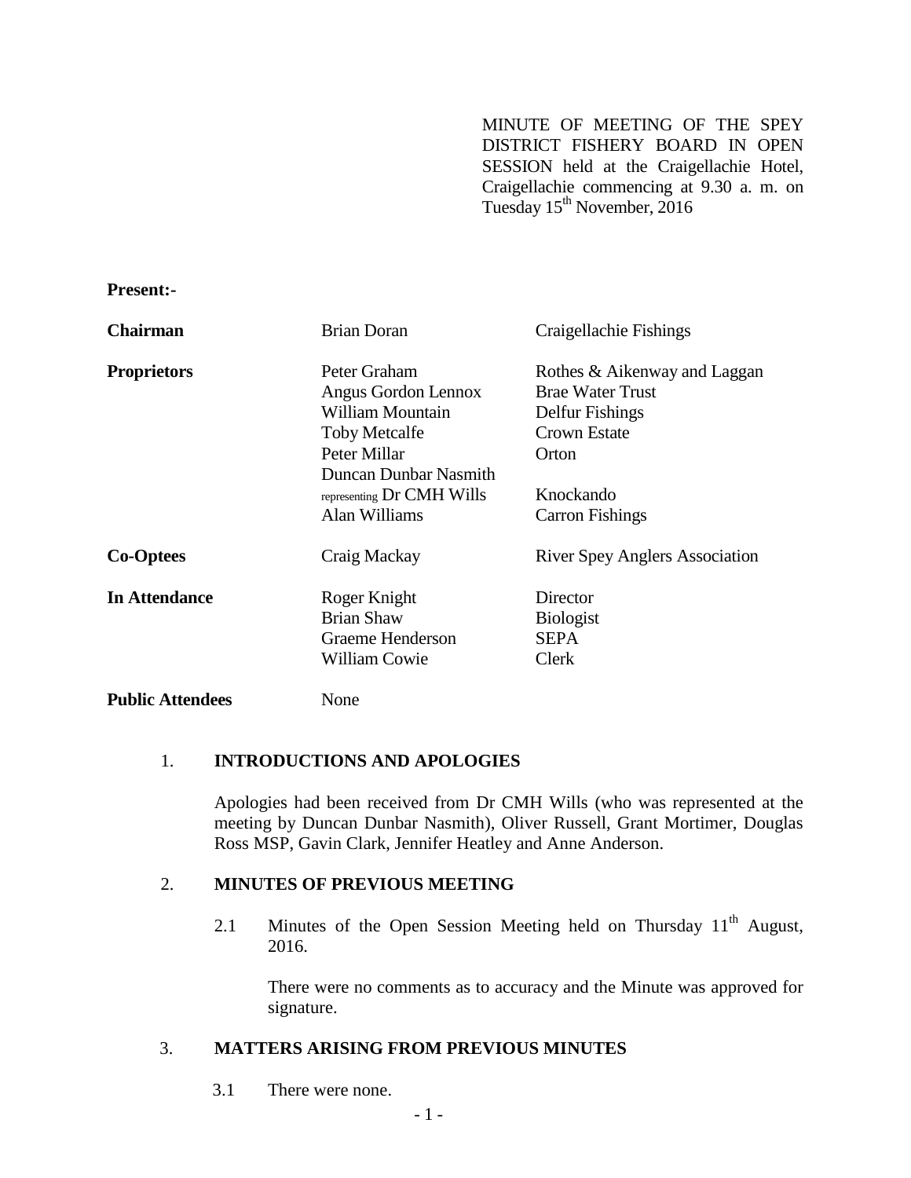MINUTE OF MEETING OF THE SPEY DISTRICT FISHERY BOARD IN OPEN SESSION held at the Craigellachie Hotel, Craigellachie commencing at 9.30 a. m. on Tuesday 15th November, 2016

**Present:-**

| | | |
|---|---|---|
| **Chairman** | Brian Doran | Craigellachie Fishings |
| **Proprietors** | Peter Graham | Rothes & Aikenway and Laggan |
| | Angus Gordon Lennox | Brae Water Trust |
| | William Mountain | Delfur Fishings |
| | Toby Metcalfe | Crown Estate |
| | Peter Millar | Orton |
| | Duncan Dunbar Nasmith representing Dr CMH Wills | Knockando |
| | Alan Williams | Carron Fishings |
| **Co-Optees** | Craig Mackay | River Spey Anglers Association |
| **In Attendance** | Roger Knight | Director |
| | Brian Shaw | Biologist |
| | Graeme Henderson | SEPA |
| | William Cowie | Clerk |
| **Public Attendees** | None | |

1. **INTRODUCTIONS AND APOLOGIES**

   Apologies had been received from Dr CMH Wills (who was represented at the meeting by Duncan Dunbar Nasmith), Oliver Russell, Grant Mortimer, Douglas Ross MSP, Gavin Clark, Jennifer Heatley and Anne Anderson.

2. **MINUTES OF PREVIOUS MEETING**

   2.1 Minutes of the Open Session Meeting held on Thursday 11th August, 2016.

   There were no comments as to accuracy and the Minute was approved for signature.

3. **MATTERS ARISING FROM PREVIOUS MINUTES**

   3.1 There were none.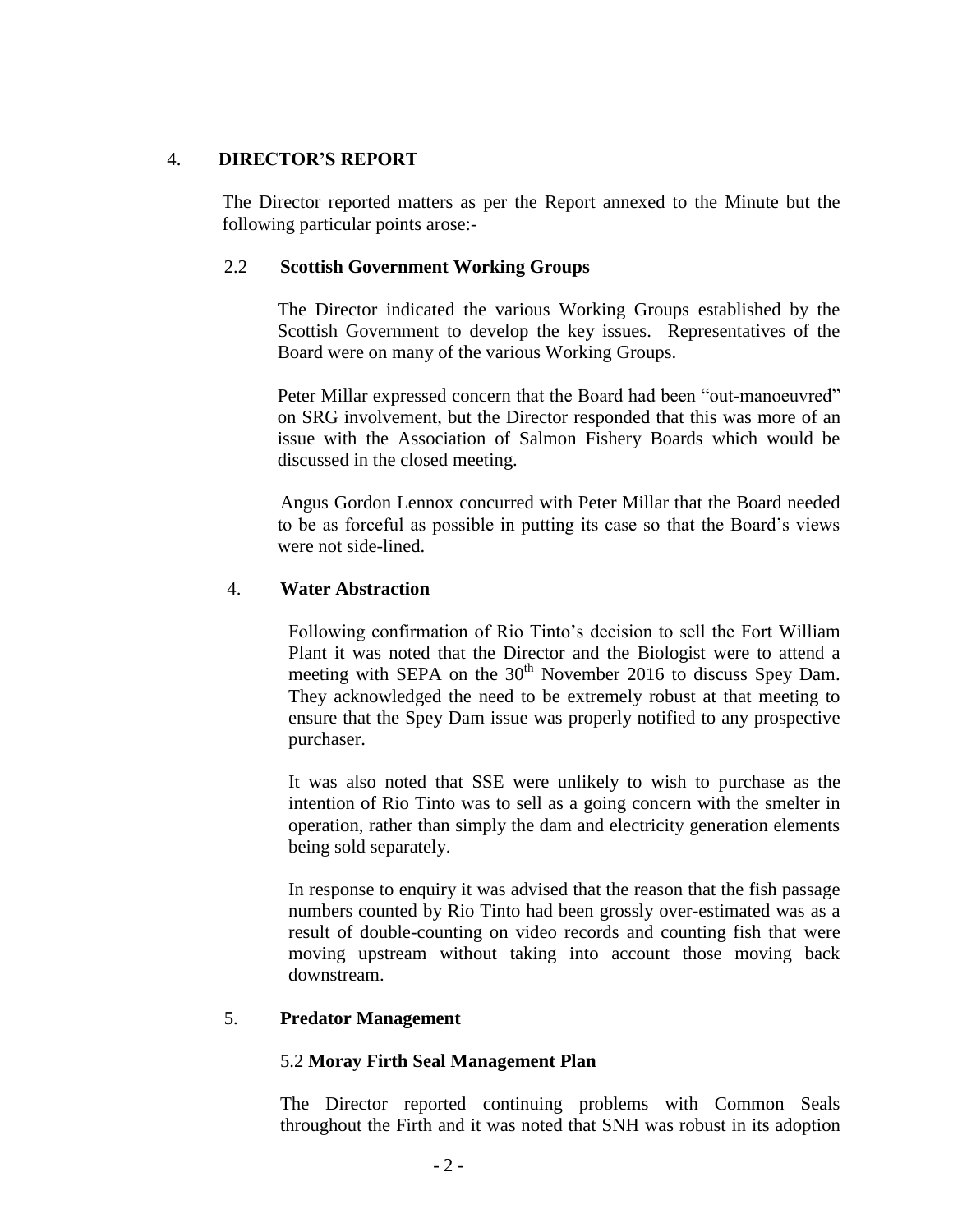## 4. DIRECTOR'S REPORT

The Director reported matters as per the Report annexed to the Minute but the following particular points arose:-

### 2.2 Scottish Government Working Groups

The Director indicated the various Working Groups established by the Scottish Government to develop the key issues. Representatives of the Board were on many of the various Working Groups.

Peter Millar expressed concern that the Board had been "out-manoeuvred" on SRG involvement, but the Director responded that this was more of an issue with the Association of Salmon Fishery Boards which would be discussed in the closed meeting.

Angus Gordon Lennox concurred with Peter Millar that the Board needed to be as forceful as possible in putting its case so that the Board's views were not side-lined.

### 4. Water Abstraction

Following confirmation of Rio Tinto's decision to sell the Fort William Plant it was noted that the Director and the Biologist were to attend a meeting with SEPA on the 30th November 2016 to discuss Spey Dam. They acknowledged the need to be extremely robust at that meeting to ensure that the Spey Dam issue was properly notified to any prospective purchaser.

It was also noted that SSE were unlikely to wish to purchase as the intention of Rio Tinto was to sell as a going concern with the smelter in operation, rather than simply the dam and electricity generation elements being sold separately.

In response to enquiry it was advised that the reason that the fish passage numbers counted by Rio Tinto had been grossly over-estimated was as a result of double-counting on video records and counting fish that were moving upstream without taking into account those moving back downstream.

### 5. Predator Management

#### 5.2 Moray Firth Seal Management Plan

The Director reported continuing problems with Common Seals throughout the Firth and it was noted that SNH was robust in its adoption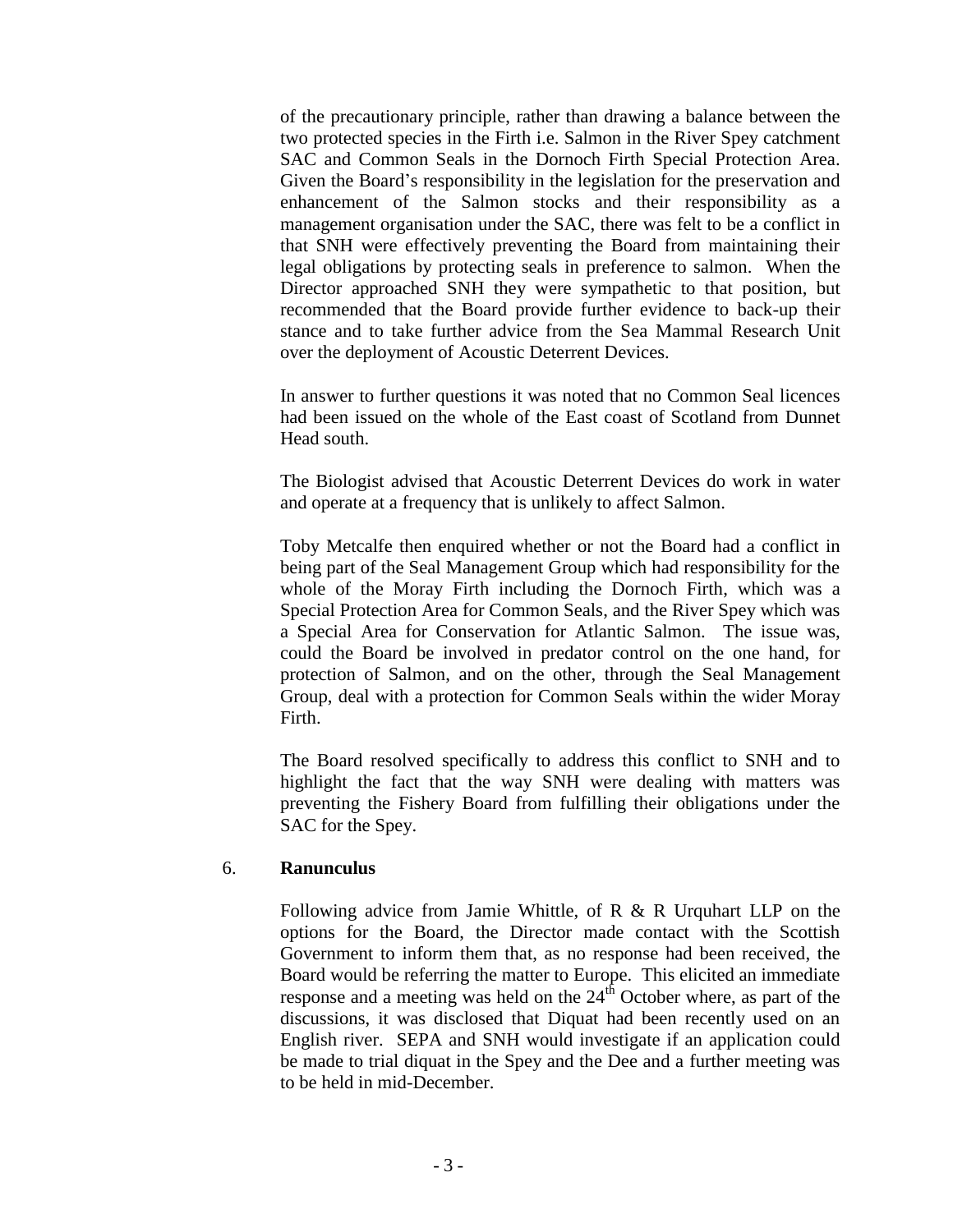of the precautionary principle, rather than drawing a balance between the two protected species in the Firth i.e. Salmon in the River Spey catchment SAC and Common Seals in the Dornoch Firth Special Protection Area. Given the Board's responsibility in the legislation for the preservation and enhancement of the Salmon stocks and their responsibility as a management organisation under the SAC, there was felt to be a conflict in that SNH were effectively preventing the Board from maintaining their legal obligations by protecting seals in preference to salmon. When the Director approached SNH they were sympathetic to that position, but recommended that the Board provide further evidence to back-up their stance and to take further advice from the Sea Mammal Research Unit over the deployment of Acoustic Deterrent Devices.

In answer to further questions it was noted that no Common Seal licences had been issued on the whole of the East coast of Scotland from Dunnet Head south.

The Biologist advised that Acoustic Deterrent Devices do work in water and operate at a frequency that is unlikely to affect Salmon.

Toby Metcalfe then enquired whether or not the Board had a conflict in being part of the Seal Management Group which had responsibility for the whole of the Moray Firth including the Dornoch Firth, which was a Special Protection Area for Common Seals, and the River Spey which was a Special Area for Conservation for Atlantic Salmon. The issue was, could the Board be involved in predator control on the one hand, for protection of Salmon, and on the other, through the Seal Management Group, deal with a protection for Common Seals within the wider Moray Firth.

The Board resolved specifically to address this conflict to SNH and to highlight the fact that the way SNH were dealing with matters was preventing the Fishery Board from fulfilling their obligations under the SAC for the Spey.

6. **Ranunculus**

Following advice from Jamie Whittle, of R & R Urquhart LLP on the options for the Board, the Director made contact with the Scottish Government to inform them that, as no response had been received, the Board would be referring the matter to Europe. This elicited an immediate response and a meeting was held on the 24th October where, as part of the discussions, it was disclosed that Diquat had been recently used on an English river. SEPA and SNH would investigate if an application could be made to trial diquat in the Spey and the Dee and a further meeting was to be held in mid-December.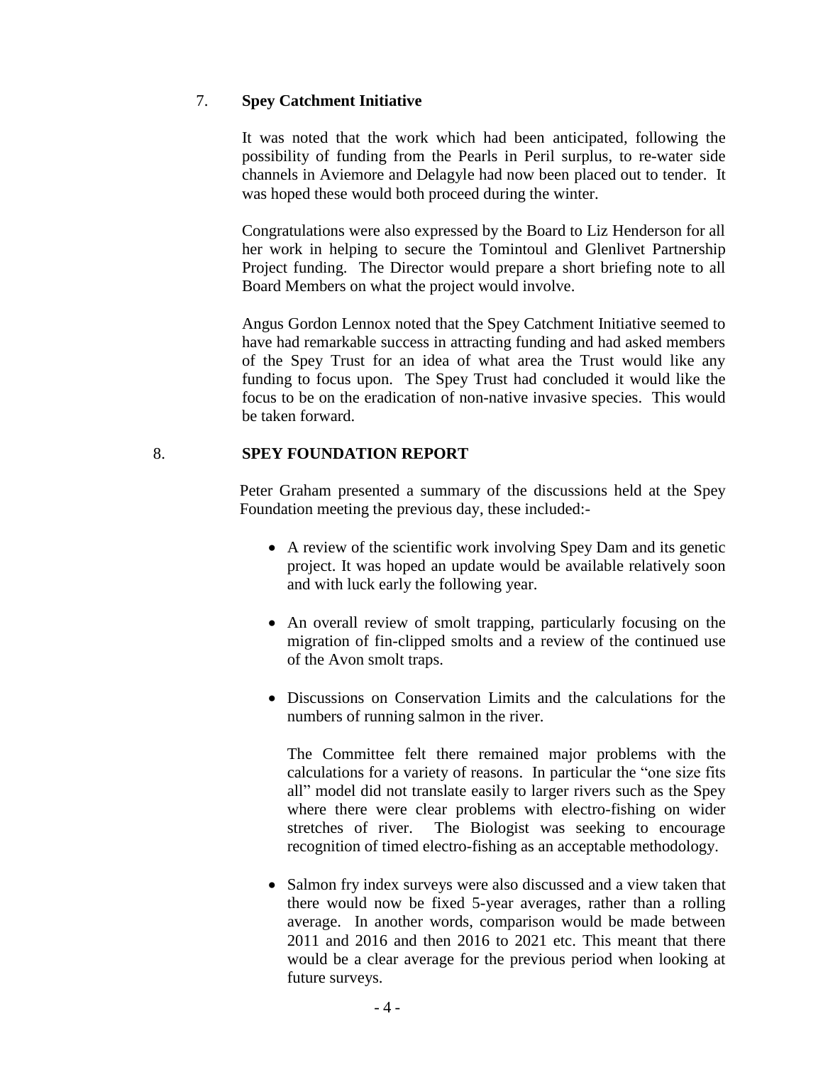## 7. Spey Catchment Initiative

It was noted that the work which had been anticipated, following the possibility of funding from the Pearls in Peril surplus, to re-water side channels in Aviemore and Delagyle had now been placed out to tender. It was hoped these would both proceed during the winter.

Congratulations were also expressed by the Board to Liz Henderson for all her work in helping to secure the Tomintoul and Glenlivet Partnership Project funding. The Director would prepare a short briefing note to all Board Members on what the project would involve.

Angus Gordon Lennox noted that the Spey Catchment Initiative seemed to have had remarkable success in attracting funding and had asked members of the Spey Trust for an idea of what area the Trust would like any funding to focus upon. The Spey Trust had concluded it would like the focus to be on the eradication of non-native invasive species. This would be taken forward.

## 8. SPEY FOUNDATION REPORT

Peter Graham presented a summary of the discussions held at the Spey Foundation meeting the previous day, these included:-

- A review of the scientific work involving Spey Dam and its genetic project. It was hoped an update would be available relatively soon and with luck early the following year.

- An overall review of smolt trapping, particularly focusing on the migration of fin-clipped smolts and a review of the continued use of the Avon smolt traps.

- Discussions on Conservation Limits and the calculations for the numbers of running salmon in the river.

  The Committee felt there remained major problems with the calculations for a variety of reasons. In particular the "one size fits all" model did not translate easily to larger rivers such as the Spey where there were clear problems with electro-fishing on wider stretches of river. The Biologist was seeking to encourage recognition of timed electro-fishing as an acceptable methodology.

- Salmon fry index surveys were also discussed and a view taken that there would now be fixed 5-year averages, rather than a rolling average. In another words, comparison would be made between 2011 and 2016 and then 2016 to 2021 etc. This meant that there would be a clear average for the previous period when looking at future surveys.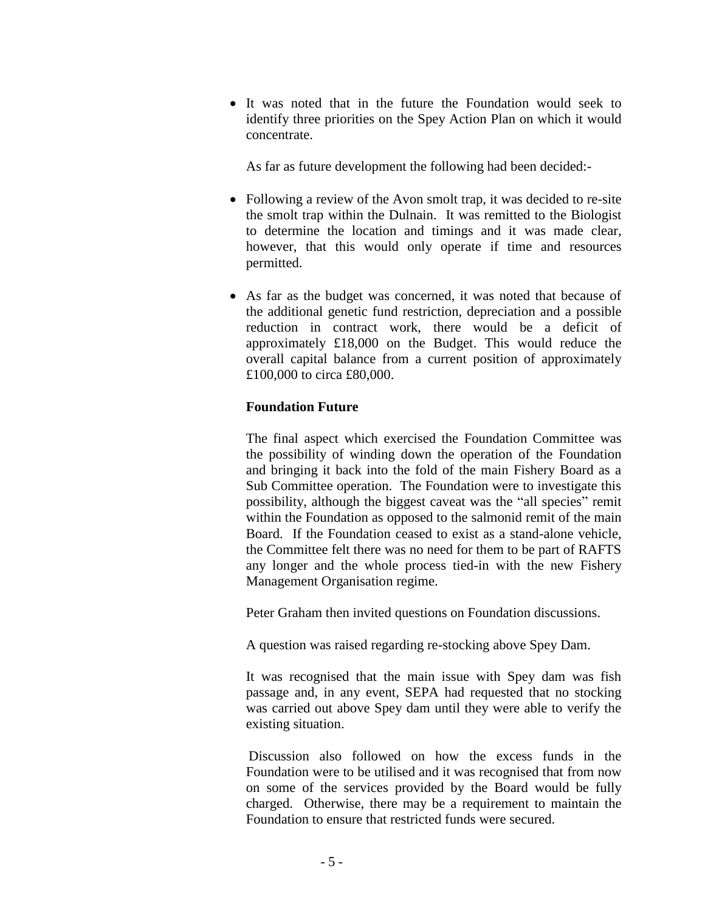- It was noted that in the future the Foundation would seek to identify three priorities on the Spey Action Plan on which it would concentrate.

As far as future development the following had been decided:-

- Following a review of the Avon smolt trap, it was decided to re-site the smolt trap within the Dulnain. It was remitted to the Biologist to determine the location and timings and it was made clear, however, that this would only operate if time and resources permitted.

- As far as the budget was concerned, it was noted that because of the additional genetic fund restriction, depreciation and a possible reduction in contract work, there would be a deficit of approximately £18,000 on the Budget. This would reduce the overall capital balance from a current position of approximately £100,000 to circa £80,000.

**Foundation Future**

The final aspect which exercised the Foundation Committee was the possibility of winding down the operation of the Foundation and bringing it back into the fold of the main Fishery Board as a Sub Committee operation. The Foundation were to investigate this possibility, although the biggest caveat was the "all species" remit within the Foundation as opposed to the salmonid remit of the main Board. If the Foundation ceased to exist as a stand-alone vehicle, the Committee felt there was no need for them to be part of RAFTS any longer and the whole process tied-in with the new Fishery Management Organisation regime.

Peter Graham then invited questions on Foundation discussions.

A question was raised regarding re-stocking above Spey Dam.

It was recognised that the main issue with Spey dam was fish passage and, in any event, SEPA had requested that no stocking was carried out above Spey dam until they were able to verify the existing situation.

Discussion also followed on how the excess funds in the Foundation were to be utilised and it was recognised that from now on some of the services provided by the Board would be fully charged. Otherwise, there may be a requirement to maintain the Foundation to ensure that restricted funds were secured.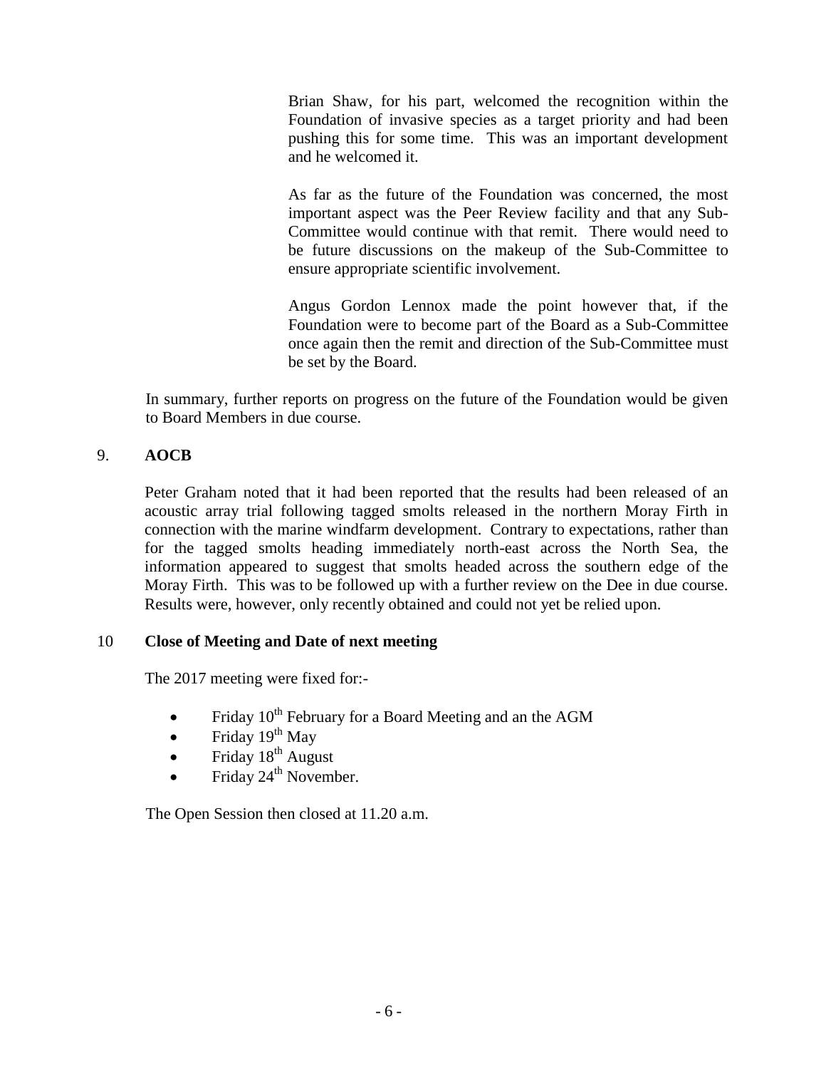Brian Shaw, for his part, welcomed the recognition within the Foundation of invasive species as a target priority and had been pushing this for some time. This was an important development and he welcomed it.

As far as the future of the Foundation was concerned, the most important aspect was the Peer Review facility and that any Sub-Committee would continue with that remit. There would need to be future discussions on the makeup of the Sub-Committee to ensure appropriate scientific involvement.

Angus Gordon Lennox made the point however that, if the Foundation were to become part of the Board as a Sub-Committee once again then the remit and direction of the Sub-Committee must be set by the Board.

In summary, further reports on progress on the future of the Foundation would be given to Board Members in due course.

## 9. AOCB

Peter Graham noted that it had been reported that the results had been released of an acoustic array trial following tagged smolts released in the northern Moray Firth in connection with the marine windfarm development. Contrary to expectations, rather than for the tagged smolts heading immediately north-east across the North Sea, the information appeared to suggest that smolts headed across the southern edge of the Moray Firth. This was to be followed up with a further review on the Dee in due course. Results were, however, only recently obtained and could not yet be relied upon.

## 10 Close of Meeting and Date of next meeting

The 2017 meeting were fixed for:-

- Friday 10th February for a Board Meeting and an the AGM
- Friday 19th May
- Friday 18th August
- Friday 24th November.

The Open Session then closed at 11.20 a.m.